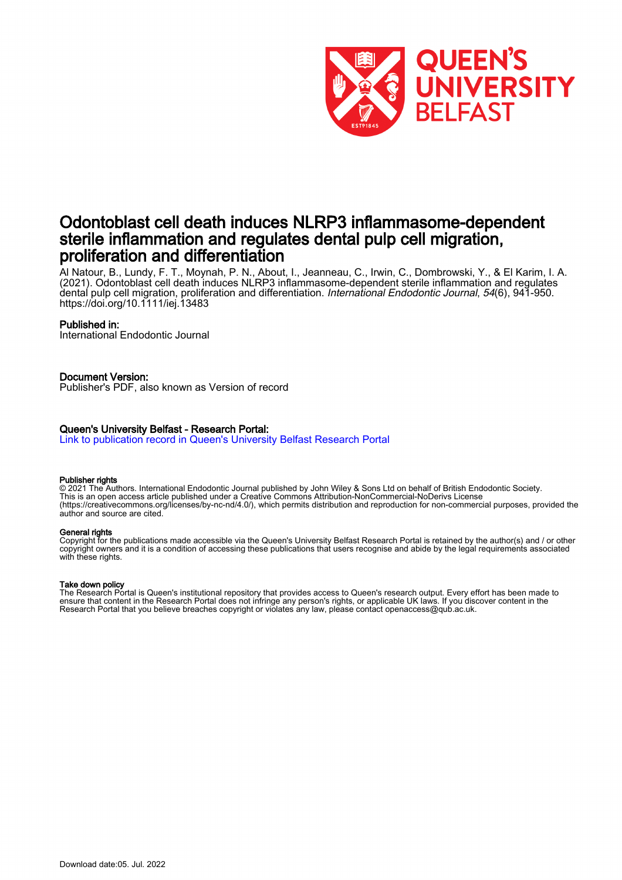# Odontoblast cell death induces NLRP3 inflammasome-dependent sterile inflammation and regulates dental pulp cell migration, proliferation and differentiation

Al Natour, B., Lundy, F. T., Moynah, P. N., About, I., Jeanneau, C., Irwin, C., Dombrowski, Y., & El Karim, I. A. (2021). Odontoblast cell death induces NLRP3 inflammasome-dependent sterile inflammation and regulates dental pulp cell migration, proliferation and differentiation. *International Endodontic Journal*, *54*(6), 941-950. https://doi.org/10.1111/iej.13483

## Published in:

International Endodontic Journal

## Document Version:

Publisher's PDF, also known as Version of record

## Queen's University Belfast - Research Portal:

Link to publication record in Queen's University Belfast Research Portal

### Publisher rights

© 2021 The Authors. International Endodontic Journal published by John Wiley & Sons Ltd on behalf of British Endodontic Society. This is an open access article published under a Creative Commons Attribution-NonCommercial-NoDerivs License (https://creativecommons.org/licenses/by-nc-nd/4.0/), which permits distribution and reproduction for non-commercial purposes, provided the author and source are cited.

### General rights

Copyright for the publications made accessible via the Queen's University Belfast Research Portal is retained by the author(s) and / or other copyright owners and it is a condition of accessing these publications that users recognise and abide by the legal requirements associated with these rights.

### Take down policy

The Research Portal is Queen's institutional repository that provides access to Queen's research output. Every effort has been made to ensure that content in the Research Portal does not infringe any person's rights, or applicable UK laws. If you discover content in the Research Portal that you believe breaches copyright or violates any law, please contact openaccess@qub.ac.uk.

Download date:05. Jul. 2022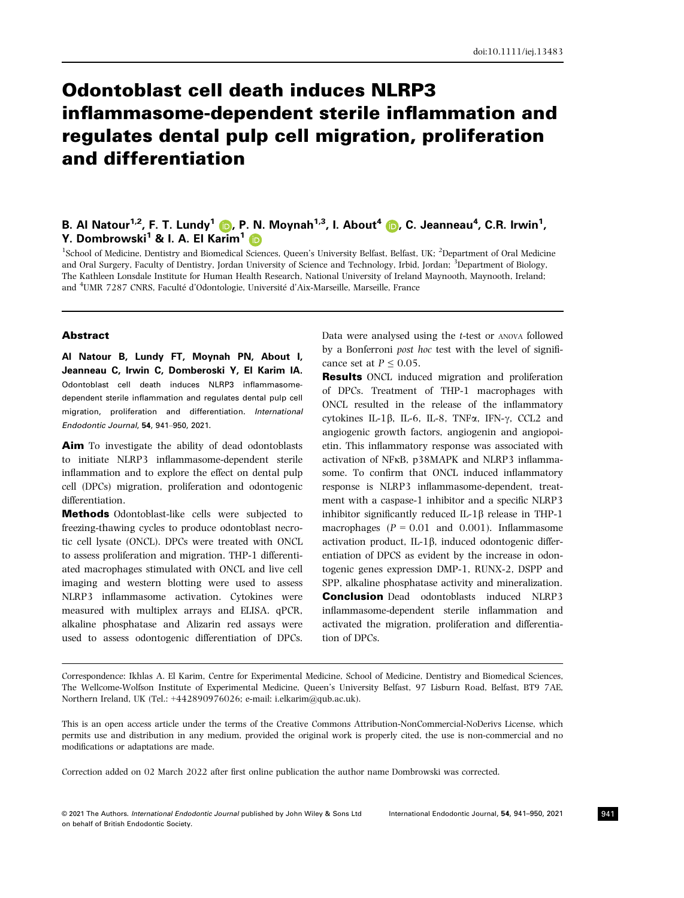# Odontoblast cell death induces NLRP3 inflammasome-dependent sterile inflammation and regulates dental pulp cell migration, proliferation and differentiation

**B. Al Natour[1,2], F. T. Lundy[1], P. N. Moynah[1,3], I. About[4], C. Jeanneau[4], C.R. Irwin[1], Y. Dombrowski[1] & I. A. El Karim[1]**

[1]School of Medicine, Dentistry and Biomedical Sciences, Queen's University Belfast, Belfast, UK; [2]Department of Oral Medicine and Oral Surgery, Faculty of Dentistry, Jordan University of Science and Technology, Irbid, Jordan; [3]Department of Biology, The Kathleen Lonsdale Institute for Human Health Research, National University of Ireland Maynooth, Maynooth, Ireland; and [4]UMR 7287 CNRS, Faculté d'Odontologie, Université d'Aix-Marseille, Marseille, France

## Abstract

**Al Natour B, Lundy FT, Moynah PN, About I, Jeanneau C, Irwin C, Domberoski Y, El Karim IA.** Odontoblast cell death induces NLRP3 inflammasome-dependent sterile inflammation and regulates dental pulp cell migration, proliferation and differentiation. *International Endodontic Journal*, **54**, 941–950, 2021.

**Aim** To investigate the ability of dead odontoblasts to initiate NLRP3 inflammasome-dependent sterile inflammation and to explore the effect on dental pulp cell (DPCs) migration, proliferation and odontogenic differentiation.

**Methods** Odontoblast-like cells were subjected to freezing-thawing cycles to produce odontoblast necrotic cell lysate (ONCL). DPCs were treated with ONCL to assess proliferation and migration. THP-1 differentiated macrophages stimulated with ONCL and live cell imaging and western blotting were used to assess NLRP3 inflammasome activation. Cytokines were measured with multiplex arrays and ELISA. qPCR, alkaline phosphatase and Alizarin red assays were used to assess odontogenic differentiation of DPCs. Data were analysed using the *t*-test or ANOVA followed by a Bonferroni *post hoc* test with the level of significance set at $P \leq 0.05$.

**Results** ONCL induced migration and proliferation of DPCs. Treatment of THP-1 macrophages with ONCL resulted in the release of the inflammatory cytokines IL-1β, IL-6, IL-8, TNFα, IFN-γ, CCL2 and angiogenic growth factors, angiogenin and angiopoietin. This inflammatory response was associated with activation of NFκB, p38MAPK and NLRP3 inflammasome. To confirm that ONCL induced inflammatory response is NLRP3 inflammasome-dependent, treatment with a caspase-1 inhibitor and a specific NLRP3 inhibitor significantly reduced IL-1β release in THP-1 macrophages ($P = 0.01$ and $0.001$). Inflammasome activation product, IL-1β, induced odontogenic differentiation of DPCS as evident by the increase in odontogenic genes expression DMP-1, RUNX-2, DSPP and SPP, alkaline phosphatase activity and mineralization.

**Conclusion** Dead odontoblasts induced NLRP3 inflammasome-dependent sterile inflammation and activated the migration, proliferation and differentiation of DPCs.

Correspondence: Ikhlas A. El Karim, Centre for Experimental Medicine, School of Medicine, Dentistry and Biomedical Sciences, The Wellcome-Wolfson Institute of Experimental Medicine, Queen's University Belfast, 97 Lisburn Road, Belfast, BT9 7AE, Northern Ireland, UK (Tel.: +442890976026; e-mail: i.elkarim@qub.ac.uk).

This is an open access article under the terms of the Creative Commons Attribution-NonCommercial-NoDerivs License, which permits use and distribution in any medium, provided the original work is properly cited, the use is non-commercial and no modifications or adaptations are made.

Correction added on 02 March 2022 after first online publication the author name Dombrowski was corrected.

© 2021 The Authors. *International Endodontic Journal* published by John Wiley & Sons Ltd on behalf of British Endodontic Society.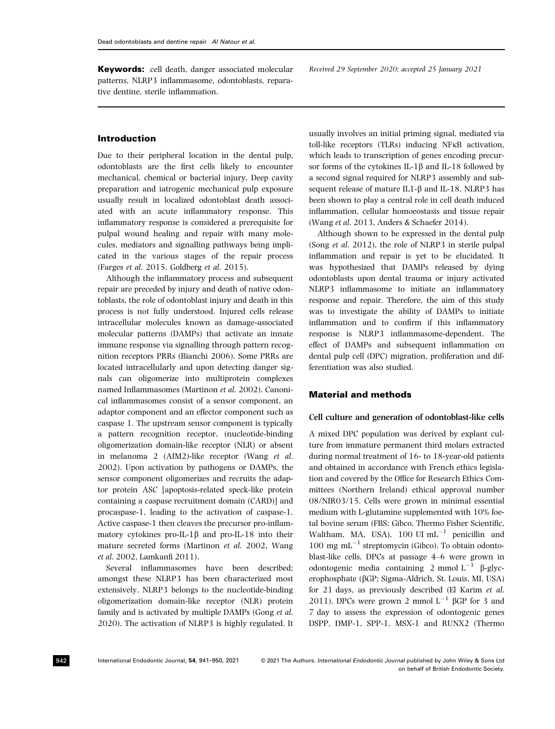**Keywords:** cell death, danger associated molecular patterns, NLRP3 inflammasome, odontoblasts, reparative dentine, sterile inflammation.

*Received 29 September 2020; accepted 25 January 2021*

## Introduction

Due to their peripheral location in the dental pulp, odontoblasts are the first cells likely to encounter mechanical, chemical or bacterial injury. Deep cavity preparation and iatrogenic mechanical pulp exposure usually result in localized odontoblast death associated with an acute inflammatory response. This inflammatory response is considered a prerequisite for pulpal wound healing and repair with many molecules, mediators and signalling pathways being implicated in the various stages of the repair process (Farges *et al.* 2015, Goldberg *et al.* 2015).

Although the inflammatory process and subsequent repair are preceded by injury and death of native odontoblasts, the role of odontoblast injury and death in this process is not fully understood. Injured cells release intracellular molecules known as damage-associated molecular patterns (DAMPs) that activate an innate immune response via signalling through pattern recognition receptors PRRs (Bianchi 2006). Some PRRs are located intracellularly and upon detecting danger signals can oligomerize into multiprotein complexes named Inflammasomes (Martinon *et al.* 2002). Canonical inflammasomes consist of a sensor component, an adaptor component and an effector component such as caspase 1. The upstream sensor component is typically a pattern recognition receptor, (nucleotide-binding oligomerization domain-like receptor (NLR) or absent in melanoma 2 (AIM2)-like receptor (Wang *et al.* 2002). Upon activation by pathogens or DAMPs, the sensor component oligomerizes and recruits the adaptor protein ASC [apoptosis-related speck-like protein containing a caspase recruitment domain (CARD)] and procaspase-1, leading to the activation of caspase-1. Active caspase-1 then cleaves the precursor pro-inflammatory cytokines pro-IL-1β and pro-IL-18 into their mature secreted forms (Martinon *et al.* 2002, Wang *et al.* 2002, Lamkanfi 2011).

Several inflammasomes have been described; amongst these NLRP3 has been characterized most extensively. NLRP3 belongs to the nucleotide-binding oligomerization domain-like receptor (NLR) protein family and is activated by multiple DAMPs (Gong *et al.* 2020). The activation of NLRP3 is highly regulated. It usually involves an initial priming signal, mediated via toll-like receptors (TLRs) inducing NFκB activation, which leads to transcription of genes encoding precursor forms of the cytokines IL-1β and IL-18 followed by a second signal required for NLRP3 assembly and subsequent release of mature IL1-β and IL-18. NLRP3 has been shown to play a central role in cell death induced inflammation, cellular homoeostasis and tissue repair (Wang *et al.* 2013, Anders & Schaefer 2014).

Although shown to be expressed in the dental pulp (Song *et al.* 2012), the role of NLRP3 in sterile pulpal inflammation and repair is yet to be elucidated. It was hypothesized that DAMPs released by dying odontoblasts upon dental trauma or injury activated NLRP3 inflammasome to initiate an inflammatory response and repair. Therefore, the aim of this study was to investigate the ability of DAMPs to initiate inflammation and to confirm if this inflammatory response is NLRP3 inflammasome-dependent. The effect of DAMPs and subsequent inflammation on dental pulp cell (DPC) migration, proliferation and differentiation was also studied.

## Material and methods

### Cell culture and generation of odontoblast-like cells

A mixed DPC population was derived by explant culture from immature permanent third molars extracted during normal treatment of 16- to 18-year-old patients and obtained in accordance with French ethics legislation and covered by the Office for Research Ethics Committees (Northern Ireland) ethical approval number 08/NIR03/15. Cells were grown in minimal essential medium with L-glutamine supplemented with 10% foetal bovine serum (FBS; Gibco, Thermo Fisher Scientific, Waltham, MA, USA), 100 UI $mL^{-1}$ penicillin and 100 mg $mL^{-1}$ streptomycin (Gibco). To obtain odontoblast-like cells, DPCs at passage 4–6 were grown in odontogenic media containing 2 mmol $L^{-1}$ β-glycerophosphate (βGP; Sigma-Aldrich, St. Louis, MI, USA) for 21 days, as previously described (El Karim *et al.* 2011). DPCs were grown 2 mmol $L^{-1}$ βGP for 3 and 7 day to assess the expression of odontogenic genes DSPP, DMP-1, SPP-1, MSX-1 and RUNX2 (Thermo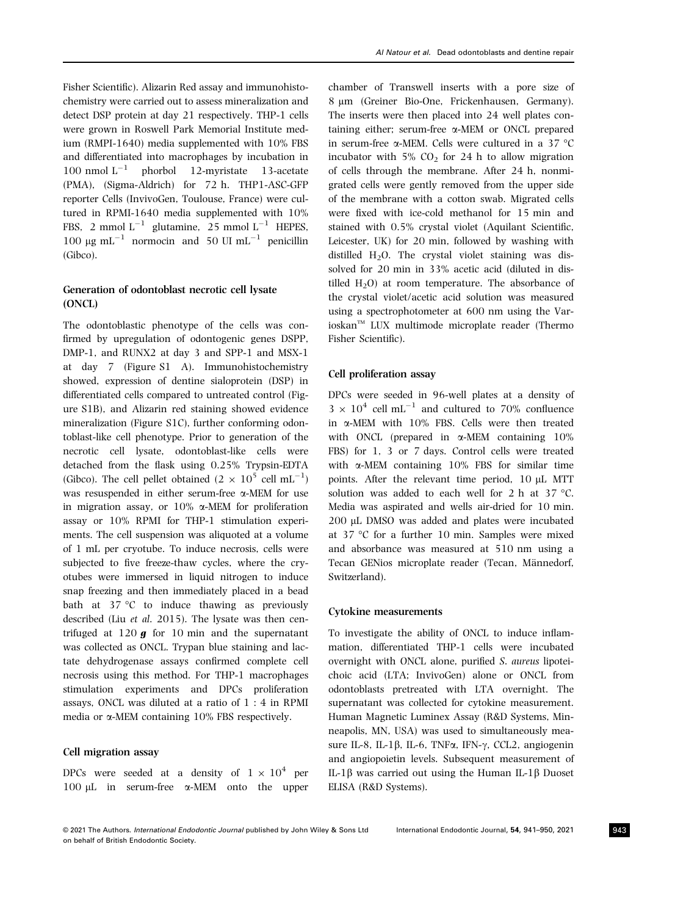Fisher Scientific). Alizarin Red assay and immunohistochemistry were carried out to assess mineralization and detect DSP protein at day 21 respectively. THP-1 cells were grown in Roswell Park Memorial Institute medium (RMPI-1640) media supplemented with 10% FBS and differentiated into macrophages by incubation in 100 nmol $L^{-1}$ phorbol 12-myristate 13-acetate (PMA), (Sigma-Aldrich) for 72 h. THP1-ASC-GFP reporter Cells (InvivoGen, Toulouse, France) were cultured in RPMI-1640 media supplemented with 10% FBS, 2 mmol $L^{-1}$ glutamine, 25 mmol $L^{-1}$ HEPES, 100 μg $mL^{-1}$ normocin and 50 UI $mL^{-1}$ penicillin (Gibco).

### Generation of odontoblast necrotic cell lysate (ONCL)

The odontoblastic phenotype of the cells was confirmed by upregulation of odontogenic genes DSPP, DMP-1, and RUNX2 at day 3 and SPP-1 and MSX-1 at day 7 (Figure S1 A). Immunohistochemistry showed, expression of dentine sialoprotein (DSP) in differentiated cells compared to untreated control (Figure S1B), and Alizarin red staining showed evidence mineralization (Figure S1C), further conforming odontoblast-like cell phenotype. Prior to generation of the necrotic cell lysate, odontoblast-like cells were detached from the flask using 0.25% Trypsin-EDTA (Gibco). The cell pellet obtained ($2 \times 10^5$ cell $mL^{-1}$) was resuspended in either serum-free α-MEM for use in migration assay, or 10% α-MEM for proliferation assay or 10% RPMI for THP-1 stimulation experiments. The cell suspension was aliquoted at a volume of 1 mL per cryotube. To induce necrosis, cells were subjected to five freeze-thaw cycles, where the cryotubes were immersed in liquid nitrogen to induce snap freezing and then immediately placed in a bead bath at 37 °C to induce thawing as previously described (Liu *et al.* 2015). The lysate was then centrifuged at 120 ***g*** for 10 min and the supernatant was collected as ONCL. Trypan blue staining and lactate dehydrogenase assays confirmed complete cell necrosis using this method. For THP-1 macrophages stimulation experiments and DPCs proliferation assays, ONCL was diluted at a ratio of 1 : 4 in RPMI media or α-MEM containing 10% FBS respectively.

### Cell migration assay

DPCs were seeded at a density of $1 \times 10^4$ per 100 μL in serum-free α-MEM onto the upper chamber of Transwell inserts with a pore size of 8 μm (Greiner Bio-One, Frickenhausen, Germany). The inserts were then placed into 24 well plates containing either; serum-free α-MEM or ONCL prepared in serum-free α-MEM. Cells were cultured in a 37 °C incubator with 5% $CO_2$ for 24 h to allow migration of cells through the membrane. After 24 h, nonmigrated cells were gently removed from the upper side of the membrane with a cotton swab. Migrated cells were fixed with ice-cold methanol for 15 min and stained with 0.5% crystal violet (Aquilant Scientific, Leicester, UK) for 20 min, followed by washing with distilled $H_2O$. The crystal violet staining was dissolved for 20 min in 33% acetic acid (diluted in distilled $H_2O$) at room temperature. The absorbance of the crystal violet/acetic acid solution was measured using a spectrophotometer at 600 nm using the Varioskan™ LUX multimode microplate reader (Thermo Fisher Scientific).

### Cell proliferation assay

DPCs were seeded in 96-well plates at a density of $3 \times 10^4$ cell $mL^{-1}$ and cultured to 70% confluence in α-MEM with 10% FBS. Cells were then treated with ONCL (prepared in α-MEM containing 10% FBS) for 1, 3 or 7 days. Control cells were treated with α-MEM containing 10% FBS for similar time points. After the relevant time period, 10 μL MTT solution was added to each well for 2 h at 37 °C. Media was aspirated and wells air-dried for 10 min. 200 μL DMSO was added and plates were incubated at 37 °C for a further 10 min. Samples were mixed and absorbance was measured at 510 nm using a Tecan GENios microplate reader (Tecan, Männedorf, Switzerland).

### Cytokine measurements

To investigate the ability of ONCL to induce inflammation, differentiated THP-1 cells were incubated overnight with ONCL alone, purified *S. aureus* lipoteichoic acid (LTA; InvivoGen) alone or ONCL from odontoblasts pretreated with LTA overnight. The supernatant was collected for cytokine measurement. Human Magnetic Luminex Assay (R&D Systems, Minneapolis, MN, USA) was used to simultaneously measure IL-8, IL-1β, IL-6, TNFα, IFN-γ, CCL2, angiogenin and angiopoietin levels. Subsequent measurement of IL-1β was carried out using the Human IL-1β Duoset ELISA (R&D Systems).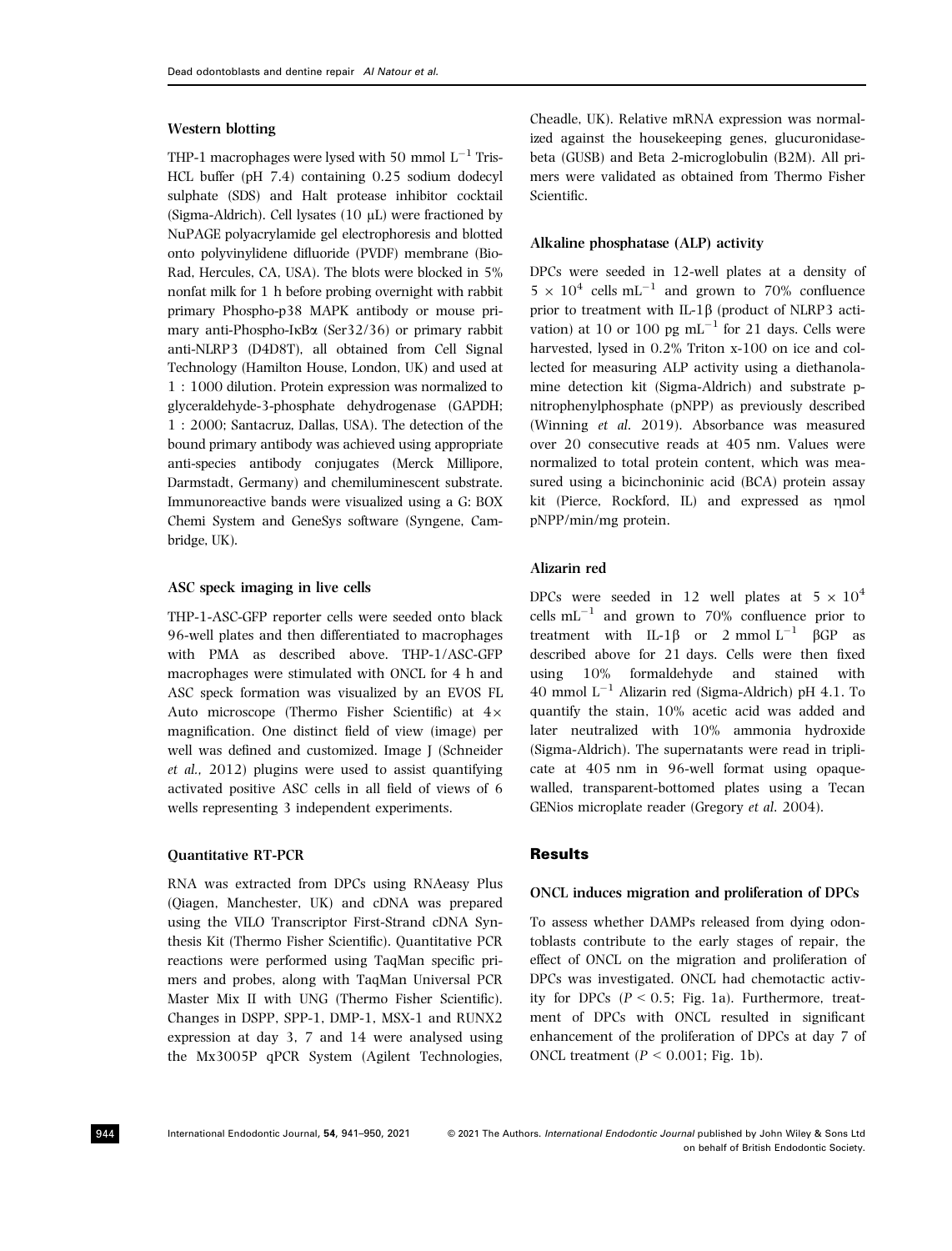### Western blotting

THP-1 macrophages were lysed with 50 mmol $L^{-1}$ Tris-HCL buffer (pH 7.4) containing 0.25 sodium dodecyl sulphate (SDS) and Halt protease inhibitor cocktail (Sigma-Aldrich). Cell lysates (10 μL) were fractioned by NuPAGE polyacrylamide gel electrophoresis and blotted onto polyvinylidene difluoride (PVDF) membrane (Bio-Rad, Hercules, CA, USA). The blots were blocked in 5% nonfat milk for 1 h before probing overnight with rabbit primary Phospho-p38 MAPK antibody or mouse primary anti-Phospho-IκBα (Ser32/36) or primary rabbit anti-NLRP3 (D4D8T), all obtained from Cell Signal Technology (Hamilton House, London, UK) and used at 1 : 1000 dilution. Protein expression was normalized to glyceraldehyde-3-phosphate dehydrogenase (GAPDH; 1 : 2000; Santacruz, Dallas, USA). The detection of the bound primary antibody was achieved using appropriate anti-species antibody conjugates (Merck Millipore, Darmstadt, Germany) and chemiluminescent substrate. Immunoreactive bands were visualized using a G: BOX Chemi System and GeneSys software (Syngene, Cambridge, UK).

### ASC speck imaging in live cells

THP-1-ASC-GFP reporter cells were seeded onto black 96-well plates and then differentiated to macrophages with PMA as described above. THP-1/ASC-GFP macrophages were stimulated with ONCL for 4 h and ASC speck formation was visualized by an EVOS FL Auto microscope (Thermo Fisher Scientific) at 4× magnification. One distinct field of view (image) per well was defined and customized. Image J (Schneider *et al.*, 2012) plugins were used to assist quantifying activated positive ASC cells in all field of views of 6 wells representing 3 independent experiments.

### Quantitative RT-PCR

RNA was extracted from DPCs using RNAeasy Plus (Qiagen, Manchester, UK) and cDNA was prepared using the VILO Transcriptor First-Strand cDNA Synthesis Kit (Thermo Fisher Scientific). Quantitative PCR reactions were performed using TaqMan specific primers and probes, along with TaqMan Universal PCR Master Mix II with UNG (Thermo Fisher Scientific). Changes in DSPP, SPP-1, DMP-1, MSX-1 and RUNX2 expression at day 3, 7 and 14 were analysed using the Mx3005P qPCR System (Agilent Technologies, Cheadle, UK). Relative mRNA expression was normalized against the housekeeping genes, glucuronidase-beta (GUSB) and Beta 2-microglobulin (B2M). All primers were validated as obtained from Thermo Fisher Scientific.

### Alkaline phosphatase (ALP) activity

DPCs were seeded in 12-well plates at a density of $5 \times 10^4$ cells $mL^{-1}$ and grown to 70% confluence prior to treatment with IL-1β (product of NLRP3 activation) at 10 or 100 pg $mL^{-1}$ for 21 days. Cells were harvested, lysed in 0.2% Triton x-100 on ice and collected for measuring ALP activity using a diethanolamine detection kit (Sigma-Aldrich) and substrate p-nitrophenylphosphate (pNPP) as previously described (Winning *et al.* 2019). Absorbance was measured over 20 consecutive reads at 405 nm. Values were normalized to total protein content, which was measured using a bicinchoninic acid (BCA) protein assay kit (Pierce, Rockford, IL) and expressed as ηmol pNPP/min/mg protein.

### Alizarin red

DPCs were seeded in 12 well plates at $5 \times 10^4$ cells $mL^{-1}$ and grown to 70% confluence prior to treatment with IL-1β or 2 mmol $L^{-1}$ βGP as described above for 21 days. Cells were then fixed using 10% formaldehyde and stained with 40 mmol $L^{-1}$ Alizarin red (Sigma-Aldrich) pH 4.1. To quantify the stain, 10% acetic acid was added and later neutralized with 10% ammonia hydroxide (Sigma-Aldrich). The supernatants were read in triplicate at 405 nm in 96-well format using opaque-walled, transparent-bottomed plates using a Tecan GENios microplate reader (Gregory *et al.* 2004).

## Results

### ONCL induces migration and proliferation of DPCs

To assess whether DAMPs released from dying odontoblasts contribute to the early stages of repair, the effect of ONCL on the migration and proliferation of DPCs was investigated. ONCL had chemotactic activity for DPCs ($P < 0.5$; Fig. 1a). Furthermore, treatment of DPCs with ONCL resulted in significant enhancement of the proliferation of DPCs at day 7 of ONCL treatment ($P < 0.001$; Fig. 1b).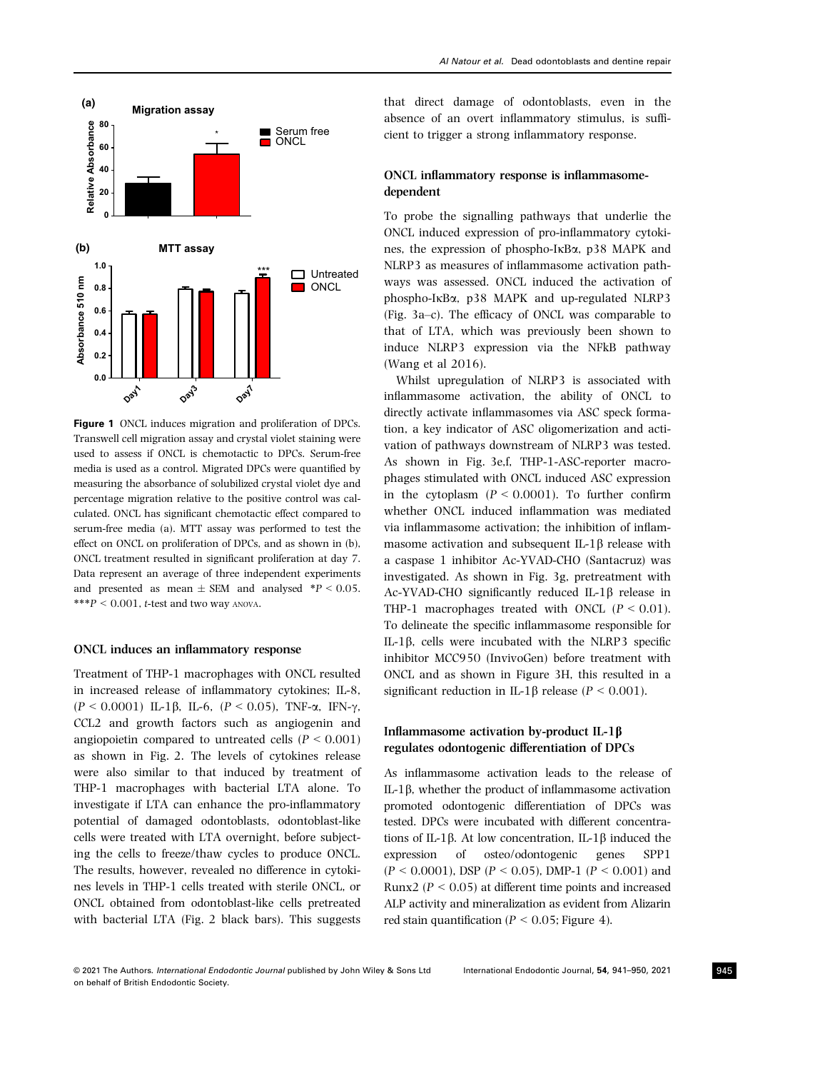**Figure 1** ONCL induces migration and proliferation of DPCs. Transwell cell migration assay and crystal violet staining were used to assess if ONCL is chemotactic to DPCs. Serum-free media is used as a control. Migrated DPCs were quantified by measuring the absorbance of solubilized crystal violet dye and percentage migration relative to the positive control was calculated. ONCL has significant chemotactic effect compared to serum-free media (a). MTT assay was performed to test the effect on ONCL on proliferation of DPCs, and as shown in (b), ONCL treatment resulted in significant proliferation at day 7. Data represent an average of three independent experiments and presented as mean ± SEM and analysed $*P < 0.05$. $***P < 0.001$, *t*-test and two way ANOVA.

### ONCL induces an inflammatory response

Treatment of THP-1 macrophages with ONCL resulted in increased release of inflammatory cytokines; IL-8, ($P < 0.0001$) IL-1β, IL-6, ($P < 0.05$), TNF-α, IFN-γ, CCL2 and growth factors such as angiogenin and angiopoietin compared to untreated cells ($P < 0.001$) as shown in Fig. 2. The levels of cytokines release were also similar to that induced by treatment of THP-1 macrophages with bacterial LTA alone. To investigate if LTA can enhance the pro-inflammatory potential of damaged odontoblasts, odontoblast-like cells were treated with LTA overnight, before subjecting the cells to freeze/thaw cycles to produce ONCL. The results, however, revealed no difference in cytokines levels in THP-1 cells treated with sterile ONCL, or ONCL obtained from odontoblast-like cells pretreated with bacterial LTA (Fig. 2 black bars). This suggests that direct damage of odontoblasts, even in the absence of an overt inflammatory stimulus, is sufficient to trigger a strong inflammatory response.

### ONCL inflammatory response is inflammasome-dependent

To probe the signalling pathways that underlie the ONCL induced expression of pro-inflammatory cytokines, the expression of phospho-IκBα, p38 MAPK and NLRP3 as measures of inflammasome activation pathways was assessed. ONCL induced the activation of phospho-IκBα, p38 MAPK and up-regulated NLRP3 (Fig. 3a–c). The efficacy of ONCL was comparable to that of LTA, which was previously been shown to induce NLRP3 expression via the NFkB pathway (Wang et al 2016).

Whilst upregulation of NLRP3 is associated with inflammasome activation, the ability of ONCL to directly activate inflammasomes via ASC speck formation, a key indicator of ASC oligomerization and activation of pathways downstream of NLRP3 was tested. As shown in Fig. 3e,f, THP-1-ASC-reporter macrophages stimulated with ONCL induced ASC expression in the cytoplasm ($P < 0.0001$). To further confirm whether ONCL induced inflammation was mediated via inflammasome activation; the inhibition of inflammasome activation and subsequent IL-1β release with a caspase 1 inhibitor Ac-YVAD-CHO (Santacruz) was investigated. As shown in Fig. 3g, pretreatment with Ac-YVAD-CHO significantly reduced IL-1β release in THP-1 macrophages treated with ONCL ($P < 0.01$). To delineate the specific inflammasome responsible for IL-1β, cells were incubated with the NLRP3 specific inhibitor MCC950 (InvivoGen) before treatment with ONCL and as shown in Figure 3H, this resulted in a significant reduction in IL-1β release ($P < 0.001$).

### Inflammasome activation by-product IL-1β regulates odontogenic differentiation of DPCs

As inflammasome activation leads to the release of IL-1β, whether the product of inflammasome activation promoted odontogenic differentiation of DPCs was tested. DPCs were incubated with different concentrations of IL-1β. At low concentration, IL-1β induced the expression of osteo/odontogenic genes SPP1 ($P < 0.0001$), DSP ($P < 0.05$), DMP-1 ($P < 0.001$) and Runx2 ($P < 0.05$) at different time points and increased ALP activity and mineralization as evident from Alizarin red stain quantification ($P < 0.05$; Figure 4).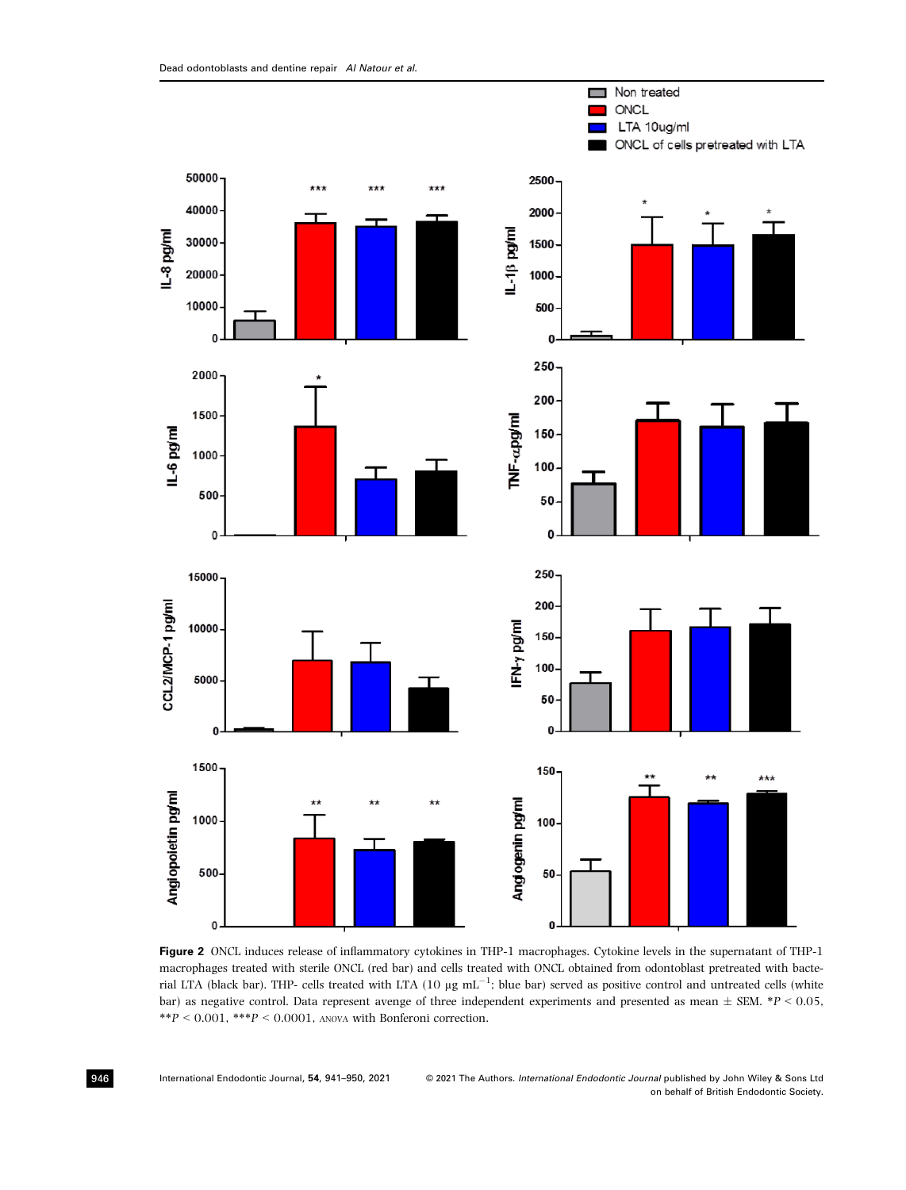**Figure 2** ONCL induces release of inflammatory cytokines in THP-1 macrophages. Cytokine levels in the supernatant of THP-1 macrophages treated with sterile ONCL (red bar) and cells treated with ONCL obtained from odontoblast pretreated with bacterial LTA (black bar). THP- cells treated with LTA (10 μg $mL^{-1}$; blue bar) served as positive control and untreated cells (white bar) as negative control. Data represent avenge of three independent experiments and presented as mean ± SEM. *$P < 0.05$, **$P < 0.001$, ***$P < 0.0001$, ANOVA with Bonferoni correction.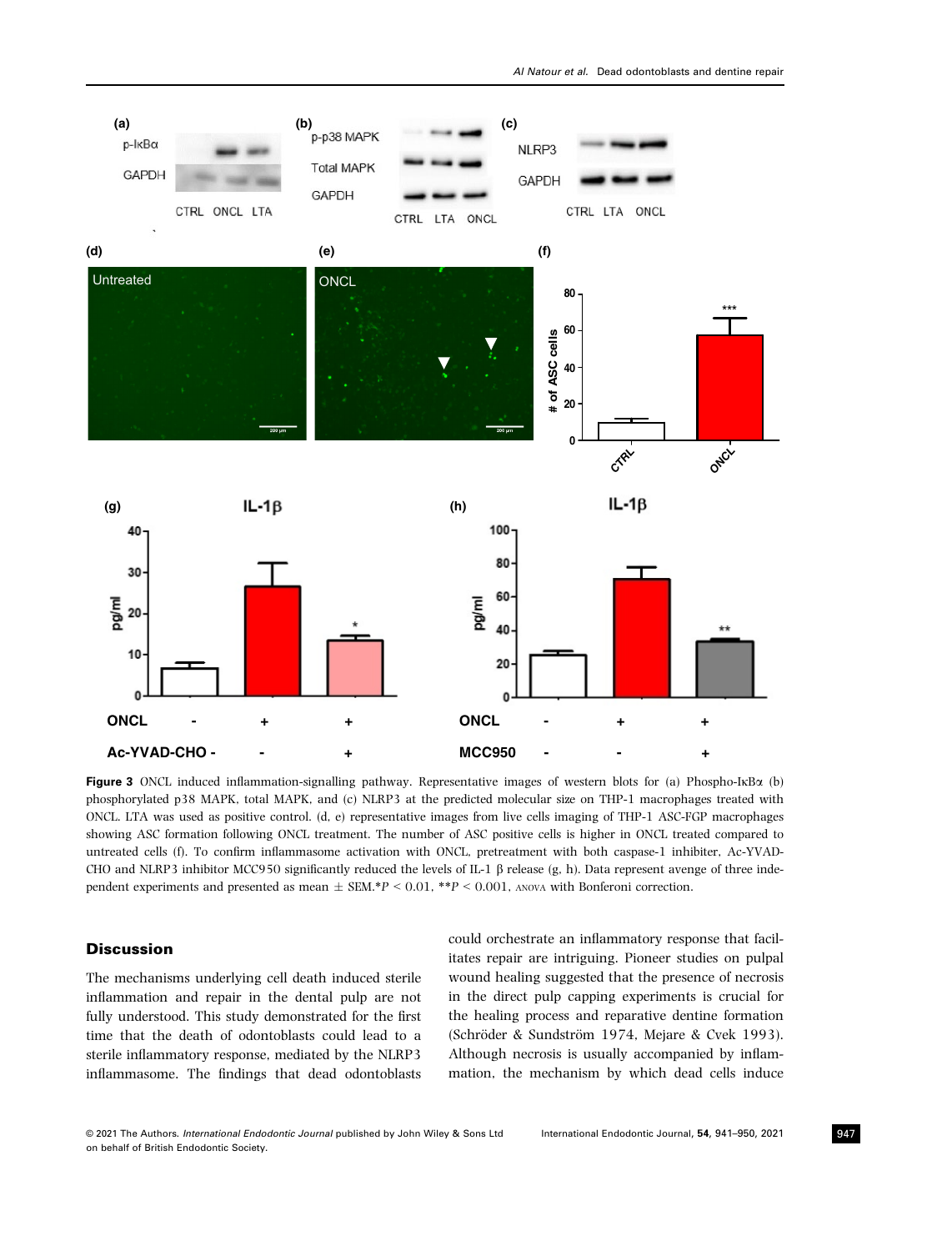**Figure 3** ONCL induced inflammation-signalling pathway. Representative images of western blots for (a) Phospho-IκBα (b) phosphorylated p38 MAPK, total MAPK, and (c) NLRP3 at the predicted molecular size on THP-1 macrophages treated with ONCL. LTA was used as positive control. (d, e) representative images from live cells imaging of THP-1 ASC-FGP macrophages showing ASC formation following ONCL treatment. The number of ASC positive cells is higher in ONCL treated compared to untreated cells (f). To confirm inflammasome activation with ONCL, pretreatment with both caspase-1 inhibiter, Ac-YVAD-CHO and NLRP3 inhibitor MCC950 significantly reduced the levels of IL-1 β release (g, h). Data represent avenge of three independent experiments and presented as mean ± SEM.*$P < 0.01$, **$P < 0.001$, ANOVA with Bonferoni correction.

## Discussion

The mechanisms underlying cell death induced sterile inflammation and repair in the dental pulp are not fully understood. This study demonstrated for the first time that the death of odontoblasts could lead to a sterile inflammatory response, mediated by the NLRP3 inflammasome. The findings that dead odontoblasts could orchestrate an inflammatory response that facilitates repair are intriguing. Pioneer studies on pulpal wound healing suggested that the presence of necrosis in the direct pulp capping experiments is crucial for the healing process and reparative dentine formation (Schröder & Sundström 1974, Mejare & Cvek 1993). Although necrosis is usually accompanied by inflammation, the mechanism by which dead cells induce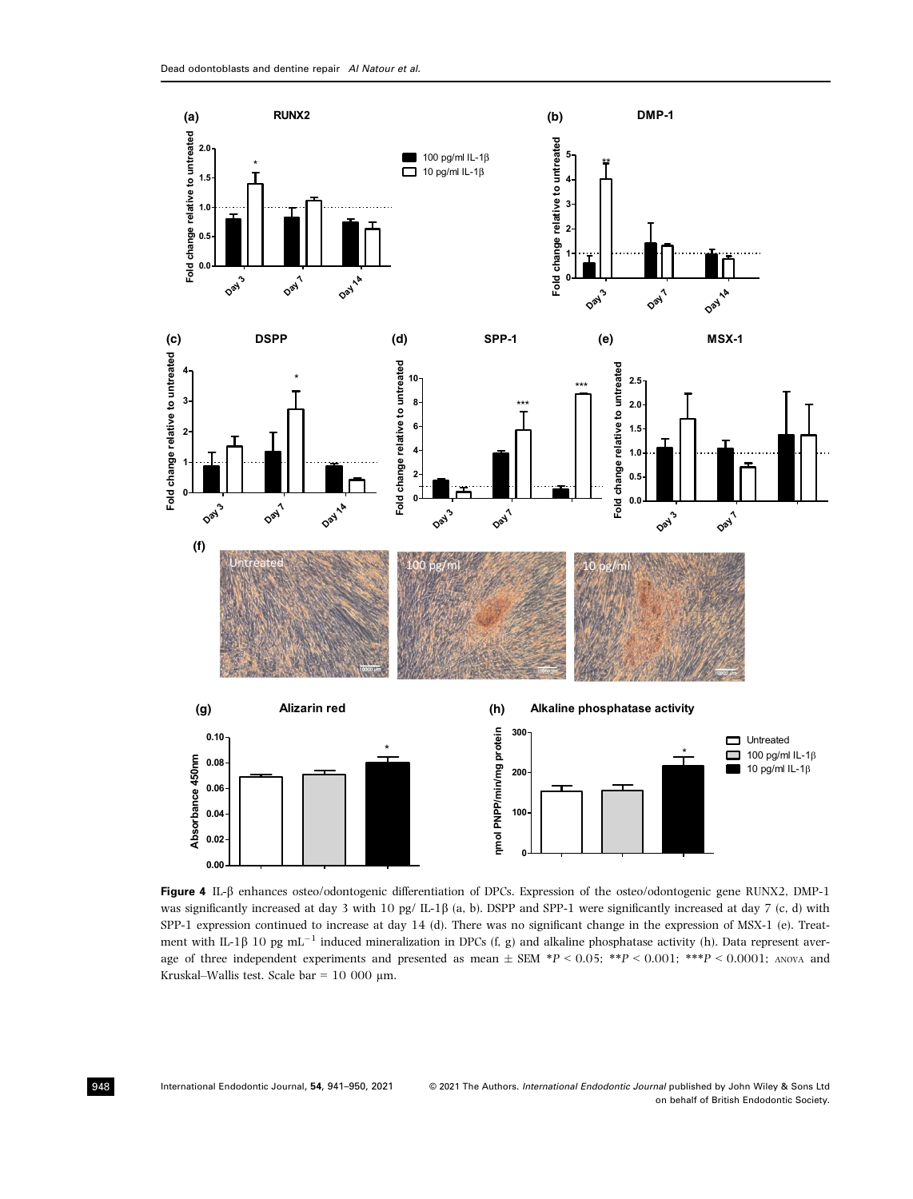**Figure 4** IL-β enhances osteo/odontogenic differentiation of DPCs. Expression of the osteo/odontogenic gene RUNX2, DMP-1 was significantly increased at day 3 with 10 pg/ IL-1β (a, b). DSPP and SPP-1 were significantly increased at day 7 (c, d) with SPP-1 expression continued to increase at day 14 (d). There was no significant change in the expression of MSX-1 (e). Treatment with IL-1β 10 pg $mL^{-1}$ induced mineralization in DPCs (f, g) and alkaline phosphatase activity (h). Data represent average of three independent experiments and presented as mean ± SEM *$P < 0.05$; **$P < 0.001$; ***$P < 0.0001$; ANOVA and Kruskal–Wallis test. Scale bar = 10 000 μm.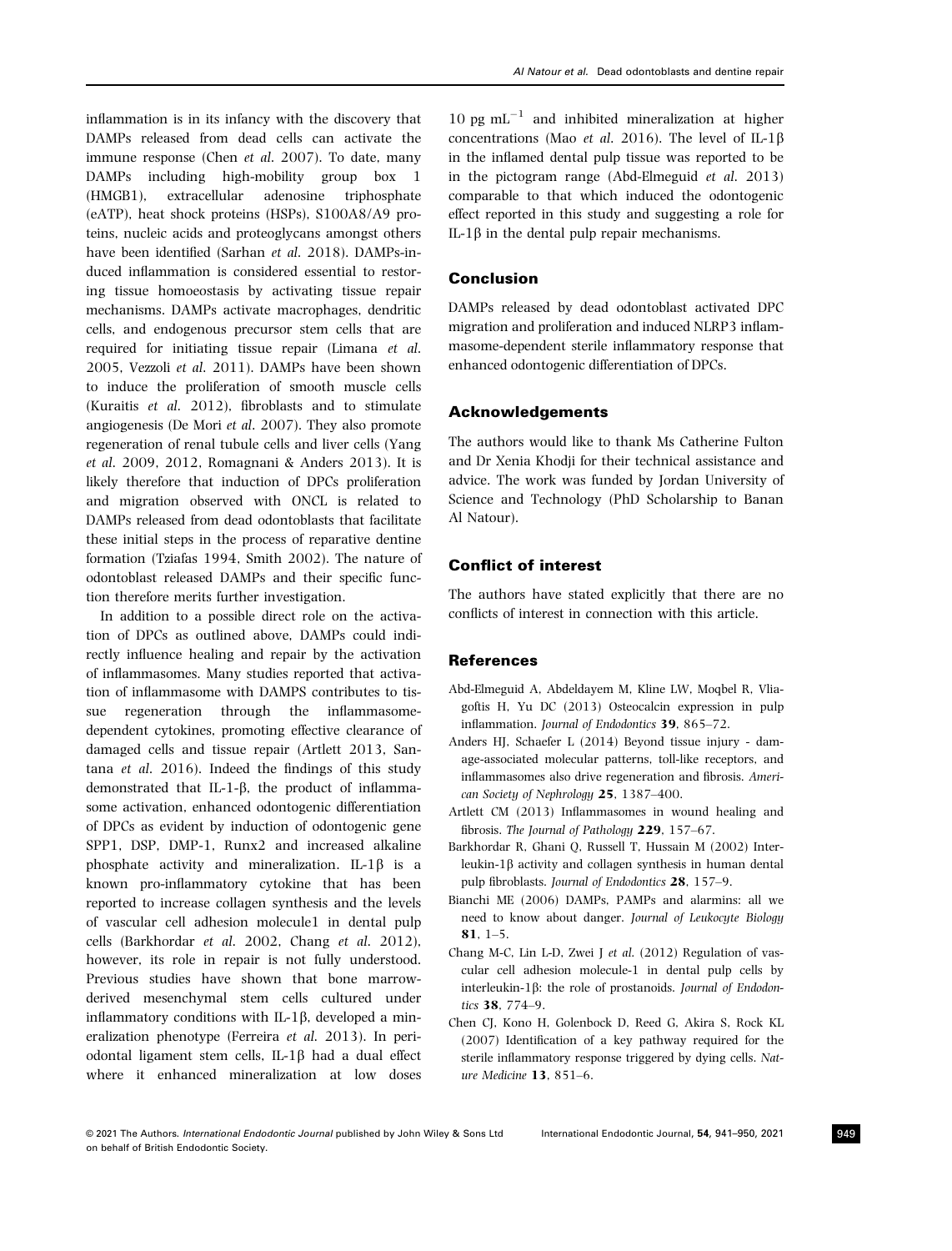inflammation is in its infancy with the discovery that DAMPs released from dead cells can activate the immune response (Chen *et al.* 2007). To date, many DAMPs including high-mobility group box 1 (HMGB1), extracellular adenosine triphosphate (eATP), heat shock proteins (HSPs), S100A8/A9 proteins, nucleic acids and proteoglycans amongst others have been identified (Sarhan *et al.* 2018). DAMPs-induced inflammation is considered essential to restoring tissue homoeostasis by activating tissue repair mechanisms. DAMPs activate macrophages, dendritic cells, and endogenous precursor stem cells that are required for initiating tissue repair (Limana *et al.* 2005, Vezzoli *et al.* 2011). DAMPs have been shown to induce the proliferation of smooth muscle cells (Kuraitis *et al.* 2012), fibroblasts and to stimulate angiogenesis (De Mori *et al.* 2007). They also promote regeneration of renal tubule cells and liver cells (Yang *et al.* 2009, 2012, Romagnani & Anders 2013). It is likely therefore that induction of DPCs proliferation and migration observed with ONCL is related to DAMPs released from dead odontoblasts that facilitate these initial steps in the process of reparative dentine formation (Tziafas 1994, Smith 2002). The nature of odontoblast released DAMPs and their specific function therefore merits further investigation.

In addition to a possible direct role on the activation of DPCs as outlined above, DAMPs could indirectly influence healing and repair by the activation of inflammasomes. Many studies reported that activation of inflammasome with DAMPS contributes to tissue regeneration through the inflammasome-dependent cytokines, promoting effective clearance of damaged cells and tissue repair (Artlett 2013, Santana *et al.* 2016). Indeed the findings of this study demonstrated that IL-1-β, the product of inflammasome activation, enhanced odontogenic differentiation of DPCs as evident by induction of odontogenic gene SPP1, DSP, DMP-1, Runx2 and increased alkaline phosphate activity and mineralization. IL-1β is a known pro-inflammatory cytokine that has been reported to increase collagen synthesis and the levels of vascular cell adhesion molecule1 in dental pulp cells (Barkhordar *et al.* 2002, Chang *et al.* 2012), however, its role in repair is not fully understood. Previous studies have shown that bone marrow-derived mesenchymal stem cells cultured under inflammatory conditions with IL-1β, developed a mineralization phenotype (Ferreira *et al.* 2013). In periodontal ligament stem cells, IL-1β had a dual effect where it enhanced mineralization at low doses 10 pg $mL^{-1}$ and inhibited mineralization at higher concentrations (Mao *et al.* 2016). The level of IL-1β in the inflamed dental pulp tissue was reported to be in the pictogram range (Abd-Elmeguid *et al.* 2013) comparable to that which induced the odontogenic effect reported in this study and suggesting a role for IL-1β in the dental pulp repair mechanisms.

## Conclusion

DAMPs released by dead odontoblast activated DPC migration and proliferation and induced NLRP3 inflammasome-dependent sterile inflammatory response that enhanced odontogenic differentiation of DPCs.

## Acknowledgements

The authors would like to thank Ms Catherine Fulton and Dr Xenia Khodji for their technical assistance and advice. The work was funded by Jordan University of Science and Technology (PhD Scholarship to Banan Al Natour).

## Conflict of interest

The authors have stated explicitly that there are no conflicts of interest in connection with this article.

## References

Abd-Elmeguid A, Abdeldayem M, Kline LW, Moqbel R, Vliagoftis H, Yu DC (2013) Osteocalcin expression in pulp inflammation. *Journal of Endodontics* **39**, 865–72.

Anders HJ, Schaefer L (2014) Beyond tissue injury - damage-associated molecular patterns, toll-like receptors, and inflammasomes also drive regeneration and fibrosis. *American Society of Nephrology* **25**, 1387–400.

Artlett CM (2013) Inflammasomes in wound healing and fibrosis. *The Journal of Pathology* **229**, 157–67.

Barkhordar R, Ghani Q, Russell T, Hussain M (2002) Interleukin-1β activity and collagen synthesis in human dental pulp fibroblasts. *Journal of Endodontics* **28**, 157–9.

Bianchi ME (2006) DAMPs, PAMPs and alarmins: all we need to know about danger. *Journal of Leukocyte Biology* **81**, 1–5.

Chang M-C, Lin L-D, Zwei J *et al.* (2012) Regulation of vascular cell adhesion molecule-1 in dental pulp cells by interleukin-1β: the role of prostanoids. *Journal of Endodontics* **38**, 774–9.

Chen CJ, Kono H, Golenbock D, Reed G, Akira S, Rock KL (2007) Identification of a key pathway required for the sterile inflammatory response triggered by dying cells. *Nature Medicine* **13**, 851–6.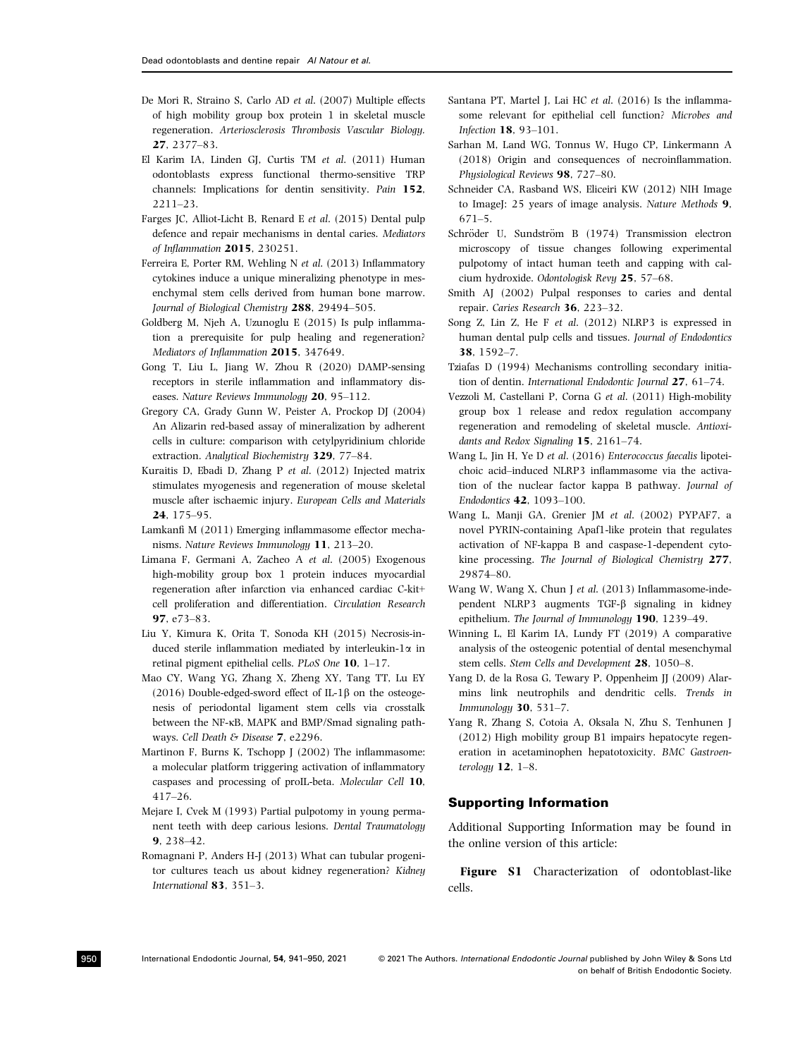De Mori R, Straino S, Carlo AD *et al.* (2007) Multiple effects of high mobility group box protein 1 in skeletal muscle regeneration. *Arteriosclerosis Thrombosis Vascular Biology.* **27**, 2377–83.

El Karim IA, Linden GJ, Curtis TM *et al.* (2011) Human odontoblasts express functional thermo-sensitive TRP channels: Implications for dentin sensitivity. *Pain* **152**, 2211–23.

Farges JC, Alliot-Licht B, Renard E *et al.* (2015) Dental pulp defence and repair mechanisms in dental caries. *Mediators of Inflammation* **2015**, 230251.

Ferreira E, Porter RM, Wehling N *et al.* (2013) Inflammatory cytokines induce a unique mineralizing phenotype in mesenchymal stem cells derived from human bone marrow. *Journal of Biological Chemistry* **288**, 29494–505.

Goldberg M, Njeh A, Uzunoglu E (2015) Is pulp inflammation a prerequisite for pulp healing and regeneration? *Mediators of Inflammation* **2015**, 347649.

Gong T, Liu L, Jiang W, Zhou R (2020) DAMP-sensing receptors in sterile inflammation and inflammatory diseases. *Nature Reviews Immunology* **20**, 95–112.

Gregory CA, Grady Gunn W, Peister A, Prockop DJ (2004) An Alizarin red-based assay of mineralization by adherent cells in culture: comparison with cetylpyridinium chloride extraction. *Analytical Biochemistry* **329**, 77–84.

Kuraitis D, Ebadi D, Zhang P *et al.* (2012) Injected matrix stimulates myogenesis and regeneration of mouse skeletal muscle after ischaemic injury. *European Cells and Materials* **24**, 175–95.

Lamkanfi M (2011) Emerging inflammasome effector mechanisms. *Nature Reviews Immunology* **11**, 213–20.

Limana F, Germani A, Zacheo A *et al.* (2005) Exogenous high-mobility group box 1 protein induces myocardial regeneration after infarction via enhanced cardiac C-kit+ cell proliferation and differentiation. *Circulation Research* **97**, e73–83.

Liu Y, Kimura K, Orita T, Sonoda KH (2015) Necrosis-induced sterile inflammation mediated by interleukin-1$\alpha$ in retinal pigment epithelial cells. *PLoS One* **10**, 1–17.

Mao CY, Wang YG, Zhang X, Zheng XY, Tang TT, Lu EY (2016) Double-edged-sword effect of IL-1$\beta$ on the osteogenesis of periodontal ligament stem cells via crosstalk between the NF-κB, MAPK and BMP/Smad signaling pathways. *Cell Death & Disease* **7**, e2296.

Martinon F, Burns K, Tschopp J (2002) The inflammasome: a molecular platform triggering activation of inflammatory caspases and processing of proIL-beta. *Molecular Cell* **10**, 417–26.

Mejare I, Cvek M (1993) Partial pulpotomy in young permanent teeth with deep carious lesions. *Dental Traumatology* **9**, 238–42.

Romagnani P, Anders H-J (2013) What can tubular progenitor cultures teach us about kidney regeneration? *Kidney International* **83**, 351–3.

Santana PT, Martel J, Lai HC *et al.* (2016) Is the inflammasome relevant for epithelial cell function? *Microbes and Infection* **18**, 93–101.

Sarhan M, Land WG, Tonnus W, Hugo CP, Linkermann A (2018) Origin and consequences of necroinflammation. *Physiological Reviews* **98**, 727–80.

Schneider CA, Rasband WS, Eliceiri KW (2012) NIH Image to ImageJ: 25 years of image analysis. *Nature Methods* **9**, 671–5.

Schröder U, Sundström B (1974) Transmission electron microscopy of tissue changes following experimental pulpotomy of intact human teeth and capping with calcium hydroxide. *Odontologisk Revy* **25**, 57–68.

Smith AJ (2002) Pulpal responses to caries and dental repair. *Caries Research* **36**, 223–32.

Song Z, Lin Z, He F *et al.* (2012) NLRP3 is expressed in human dental pulp cells and tissues. *Journal of Endodontics* **38**, 1592–7.

Tziafas D (1994) Mechanisms controlling secondary initiation of dentin. *International Endodontic Journal* **27**, 61–74.

Vezzoli M, Castellani P, Corna G *et al.* (2011) High-mobility group box 1 release and redox regulation accompany regeneration and remodeling of skeletal muscle. *Antioxidants and Redox Signaling* **15**, 2161–74.

Wang L, Jin H, Ye D *et al.* (2016) *Enterococcus faecalis* lipoteichoic acid–induced NLRP3 inflammasome via the activation of the nuclear factor kappa B pathway. *Journal of Endodontics* **42**, 1093–100.

Wang L, Manji GA, Grenier JM *et al.* (2002) PYPAF7, a novel PYRIN-containing Apaf1-like protein that regulates activation of NF-kappa B and caspase-1-dependent cytokine processing. *The Journal of Biological Chemistry* **277**, 29874–80.

Wang W, Wang X, Chun J *et al.* (2013) Inflammasome-independent NLRP3 augments TGF-$\beta$ signaling in kidney epithelium. *The Journal of Immunology* **190**, 1239–49.

Winning L, El Karim IA, Lundy FT (2019) A comparative analysis of the osteogenic potential of dental mesenchymal stem cells. *Stem Cells and Development* **28**, 1050–8.

Yang D, de la Rosa G, Tewary P, Oppenheim JJ (2009) Alarmins link neutrophils and dendritic cells. *Trends in Immunology* **30**, 531–7.

Yang R, Zhang S, Cotoia A, Oksala N, Zhu S, Tenhunen J (2012) High mobility group B1 impairs hepatocyte regeneration in acetaminophen hepatotoxicity. *BMC Gastroenterology* **12**, 1–8.

## Supporting Information

Additional Supporting Information may be found in the online version of this article:

**Figure S1** Characterization of odontoblast-like cells.